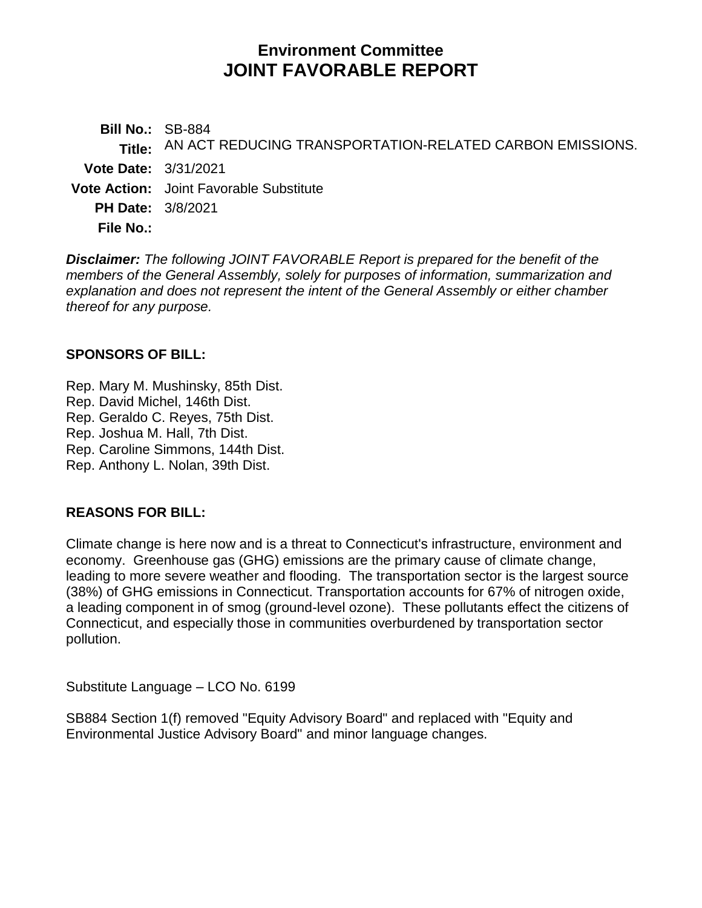# Environment Committee
# JOINT FAVORABLE REPORT

**Bill No.:** SB-884
**Title:** AN ACT REDUCING TRANSPORTATION-RELATED CARBON EMISSIONS.
**Vote Date:** 3/31/2021
**Vote Action:** Joint Favorable Substitute
**PH Date:** 3/8/2021
**File No.:**

***Disclaimer:*** *The following JOINT FAVORABLE Report is prepared for the benefit of the members of the General Assembly, solely for purposes of information, summarization and explanation and does not represent the intent of the General Assembly or either chamber thereof for any purpose.*

**SPONSORS OF BILL:**

Rep. Mary M. Mushinsky, 85th Dist.
Rep. David Michel, 146th Dist.
Rep. Geraldo C. Reyes, 75th Dist.
Rep. Joshua M. Hall, 7th Dist.
Rep. Caroline Simmons, 144th Dist.
Rep. Anthony L. Nolan, 39th Dist.

**REASONS FOR BILL:**

Climate change is here now and is a threat to Connecticut's infrastructure, environment and economy. Greenhouse gas (GHG) emissions are the primary cause of climate change, leading to more severe weather and flooding. The transportation sector is the largest source (38%) of GHG emissions in Connecticut. Transportation accounts for 67% of nitrogen oxide, a leading component in of smog (ground-level ozone). These pollutants effect the citizens of Connecticut, and especially those in communities overburdened by transportation sector pollution.

Substitute Language – LCO No. 6199

SB884 Section 1(f) removed "Equity Advisory Board" and replaced with "Equity and Environmental Justice Advisory Board" and minor language changes.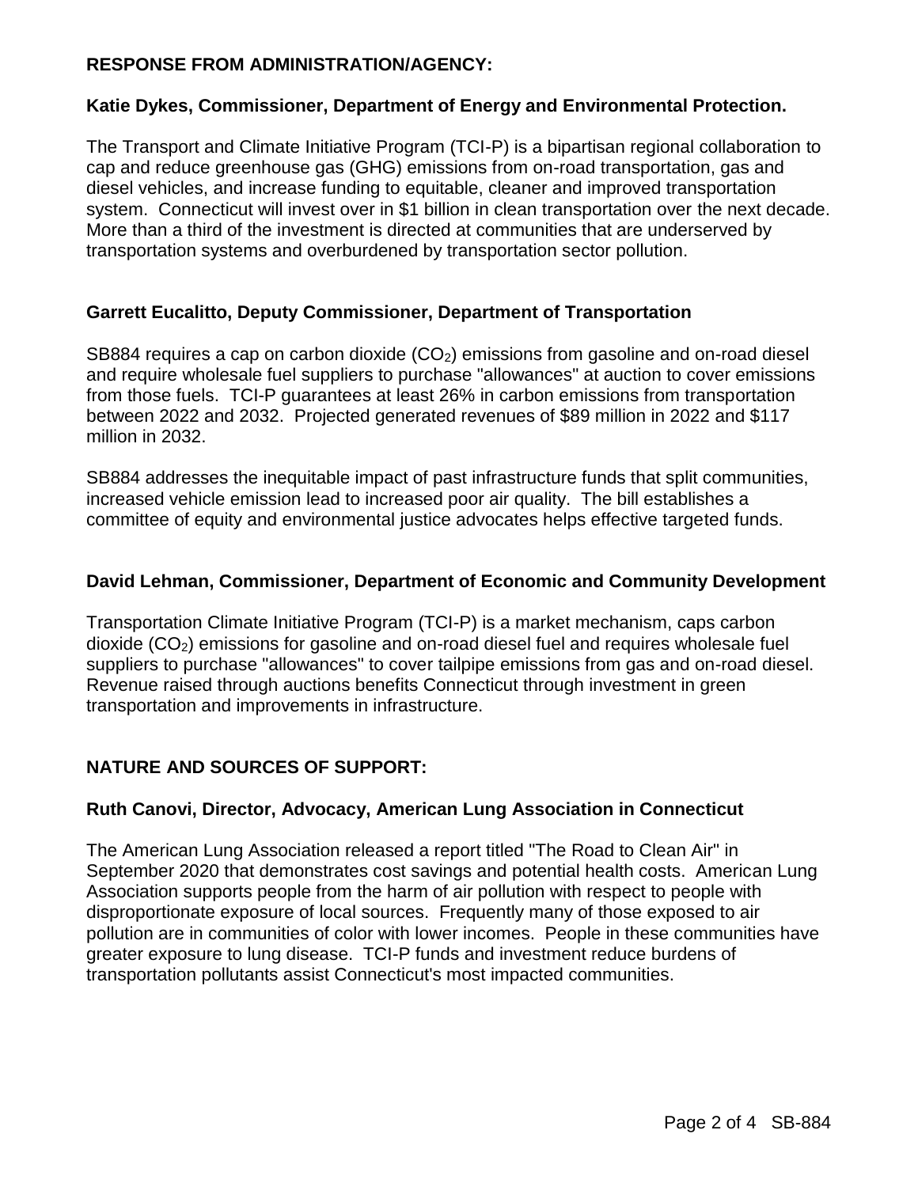**RESPONSE FROM ADMINISTRATION/AGENCY:**

**Katie Dykes, Commissioner, Department of Energy and Environmental Protection.**

The Transport and Climate Initiative Program (TCI-P) is a bipartisan regional collaboration to cap and reduce greenhouse gas (GHG) emissions from on-road transportation, gas and diesel vehicles, and increase funding to equitable, cleaner and improved transportation system. Connecticut will invest over in $1 billion in clean transportation over the next decade. More than a third of the investment is directed at communities that are underserved by transportation systems and overburdened by transportation sector pollution.

**Garrett Eucalitto, Deputy Commissioner, Department of Transportation**

SB884 requires a cap on carbon dioxide ($CO_2$) emissions from gasoline and on-road diesel and require wholesale fuel suppliers to purchase "allowances" at auction to cover emissions from those fuels. TCI-P guarantees at least 26% in carbon emissions from transportation between 2022 and 2032. Projected generated revenues of $89 million in 2022 and $117 million in 2032.

SB884 addresses the inequitable impact of past infrastructure funds that split communities, increased vehicle emission lead to increased poor air quality. The bill establishes a committee of equity and environmental justice advocates helps effective targeted funds.

**David Lehman, Commissioner, Department of Economic and Community Development**

Transportation Climate Initiative Program (TCI-P) is a market mechanism, caps carbon dioxide ($CO_2$) emissions for gasoline and on-road diesel fuel and requires wholesale fuel suppliers to purchase "allowances" to cover tailpipe emissions from gas and on-road diesel. Revenue raised through auctions benefits Connecticut through investment in green transportation and improvements in infrastructure.

**NATURE AND SOURCES OF SUPPORT:**

**Ruth Canovi, Director, Advocacy, American Lung Association in Connecticut**

The American Lung Association released a report titled "The Road to Clean Air" in September 2020 that demonstrates cost savings and potential health costs. American Lung Association supports people from the harm of air pollution with respect to people with disproportionate exposure of local sources. Frequently many of those exposed to air pollution are in communities of color with lower incomes. People in these communities have greater exposure to lung disease. TCI-P funds and investment reduce burdens of transportation pollutants assist Connecticut's most impacted communities.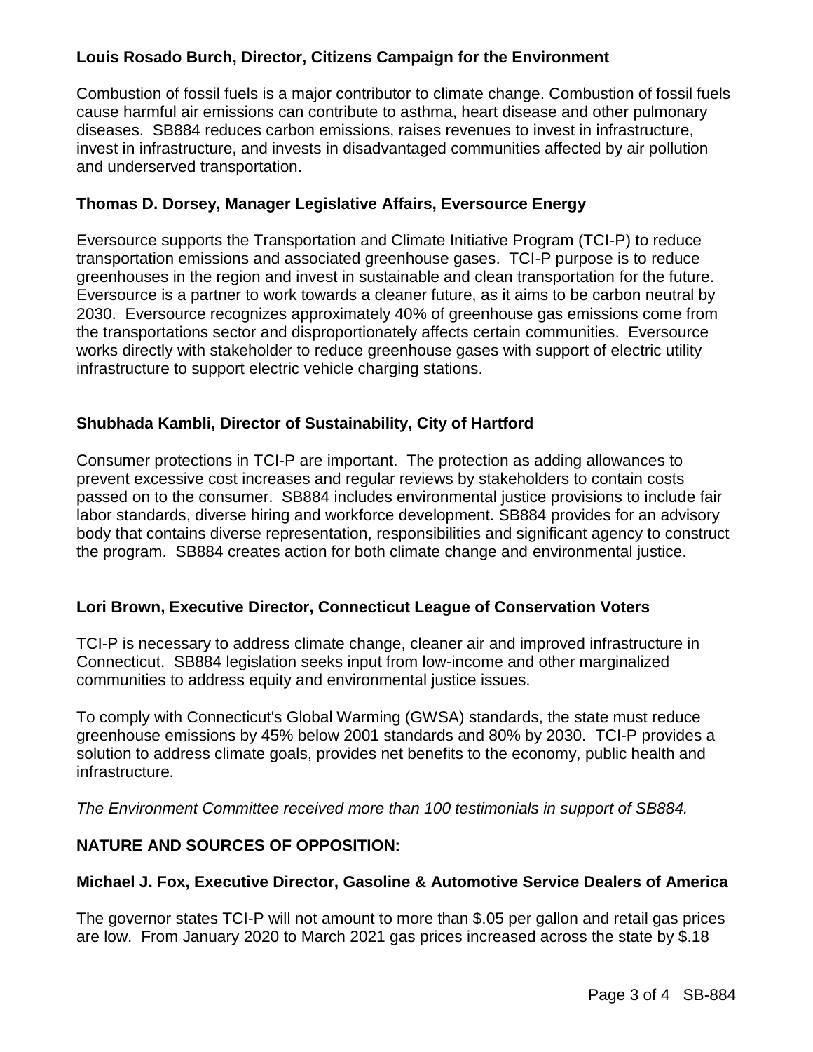**Louis Rosado Burch, Director, Citizens Campaign for the Environment**

Combustion of fossil fuels is a major contributor to climate change. Combustion of fossil fuels cause harmful air emissions can contribute to asthma, heart disease and other pulmonary diseases. SB884 reduces carbon emissions, raises revenues to invest in infrastructure, invest in infrastructure, and invests in disadvantaged communities affected by air pollution and underserved transportation.

**Thomas D. Dorsey, Manager Legislative Affairs, Eversource Energy**

Eversource supports the Transportation and Climate Initiative Program (TCI-P) to reduce transportation emissions and associated greenhouse gases. TCI-P purpose is to reduce greenhouses in the region and invest in sustainable and clean transportation for the future. Eversource is a partner to work towards a cleaner future, as it aims to be carbon neutral by 2030. Eversource recognizes approximately 40% of greenhouse gas emissions come from the transportations sector and disproportionately affects certain communities. Eversource works directly with stakeholder to reduce greenhouse gases with support of electric utility infrastructure to support electric vehicle charging stations.

**Shubhada Kambli, Director of Sustainability, City of Hartford**

Consumer protections in TCI-P are important. The protection as adding allowances to prevent excessive cost increases and regular reviews by stakeholders to contain costs passed on to the consumer. SB884 includes environmental justice provisions to include fair labor standards, diverse hiring and workforce development. SB884 provides for an advisory body that contains diverse representation, responsibilities and significant agency to construct the program. SB884 creates action for both climate change and environmental justice.

**Lori Brown, Executive Director, Connecticut League of Conservation Voters**

TCI-P is necessary to address climate change, cleaner air and improved infrastructure in Connecticut. SB884 legislation seeks input from low-income and other marginalized communities to address equity and environmental justice issues.

To comply with Connecticut's Global Warming (GWSA) standards, the state must reduce greenhouse emissions by 45% below 2001 standards and 80% by 2030. TCI-P provides a solution to address climate goals, provides net benefits to the economy, public health and infrastructure.

*The Environment Committee received more than 100 testimonials in support of SB884.*

**NATURE AND SOURCES OF OPPOSITION:**

**Michael J. Fox, Executive Director, Gasoline & Automotive Service Dealers of America**

The governor states TCI-P will not amount to more than $.05 per gallon and retail gas prices are low. From January 2020 to March 2021 gas prices increased across the state by $.18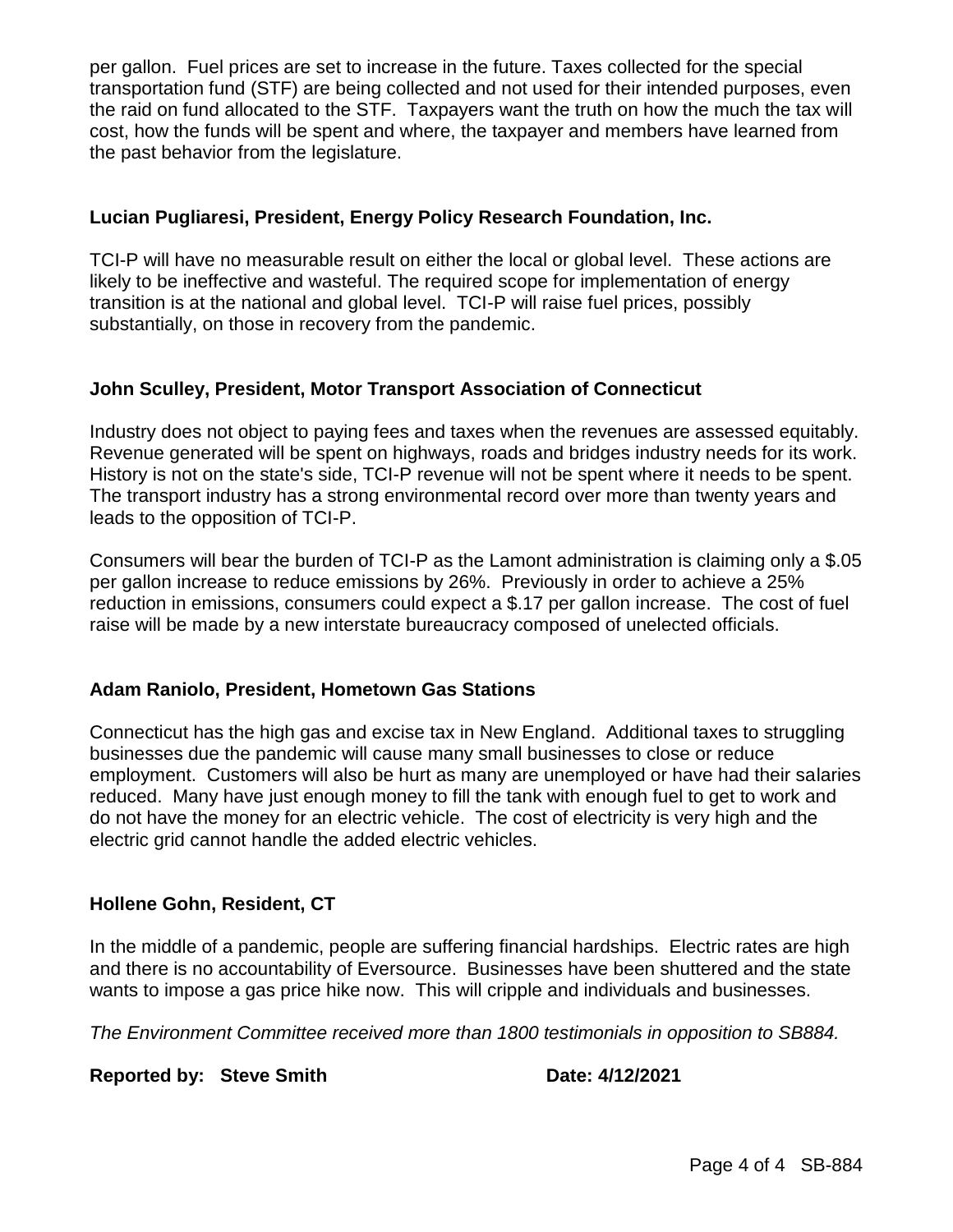per gallon. Fuel prices are set to increase in the future. Taxes collected for the special transportation fund (STF) are being collected and not used for their intended purposes, even the raid on fund allocated to the STF. Taxpayers want the truth on how the much the tax will cost, how the funds will be spent and where, the taxpayer and members have learned from the past behavior from the legislature.

**Lucian Pugliaresi, President, Energy Policy Research Foundation, Inc.**

TCI-P will have no measurable result on either the local or global level. These actions are likely to be ineffective and wasteful. The required scope for implementation of energy transition is at the national and global level. TCI-P will raise fuel prices, possibly substantially, on those in recovery from the pandemic.

**John Sculley, President, Motor Transport Association of Connecticut**

Industry does not object to paying fees and taxes when the revenues are assessed equitably. Revenue generated will be spent on highways, roads and bridges industry needs for its work. History is not on the state's side, TCI-P revenue will not be spent where it needs to be spent. The transport industry has a strong environmental record over more than twenty years and leads to the opposition of TCI-P.

Consumers will bear the burden of TCI-P as the Lamont administration is claiming only a $.05 per gallon increase to reduce emissions by 26%. Previously in order to achieve a 25% reduction in emissions, consumers could expect a $.17 per gallon increase. The cost of fuel raise will be made by a new interstate bureaucracy composed of unelected officials.

**Adam Raniolo, President, Hometown Gas Stations**

Connecticut has the high gas and excise tax in New England. Additional taxes to struggling businesses due the pandemic will cause many small businesses to close or reduce employment. Customers will also be hurt as many are unemployed or have had their salaries reduced. Many have just enough money to fill the tank with enough fuel to get to work and do not have the money for an electric vehicle. The cost of electricity is very high and the electric grid cannot handle the added electric vehicles.

**Hollene Gohn, Resident, CT**

In the middle of a pandemic, people are suffering financial hardships. Electric rates are high and there is no accountability of Eversource. Businesses have been shuttered and the state wants to impose a gas price hike now. This will cripple and individuals and businesses.

*The Environment Committee received more than 1800 testimonials in opposition to SB884.*

**Reported by: Steve Smith** **Date: 4/12/2021**